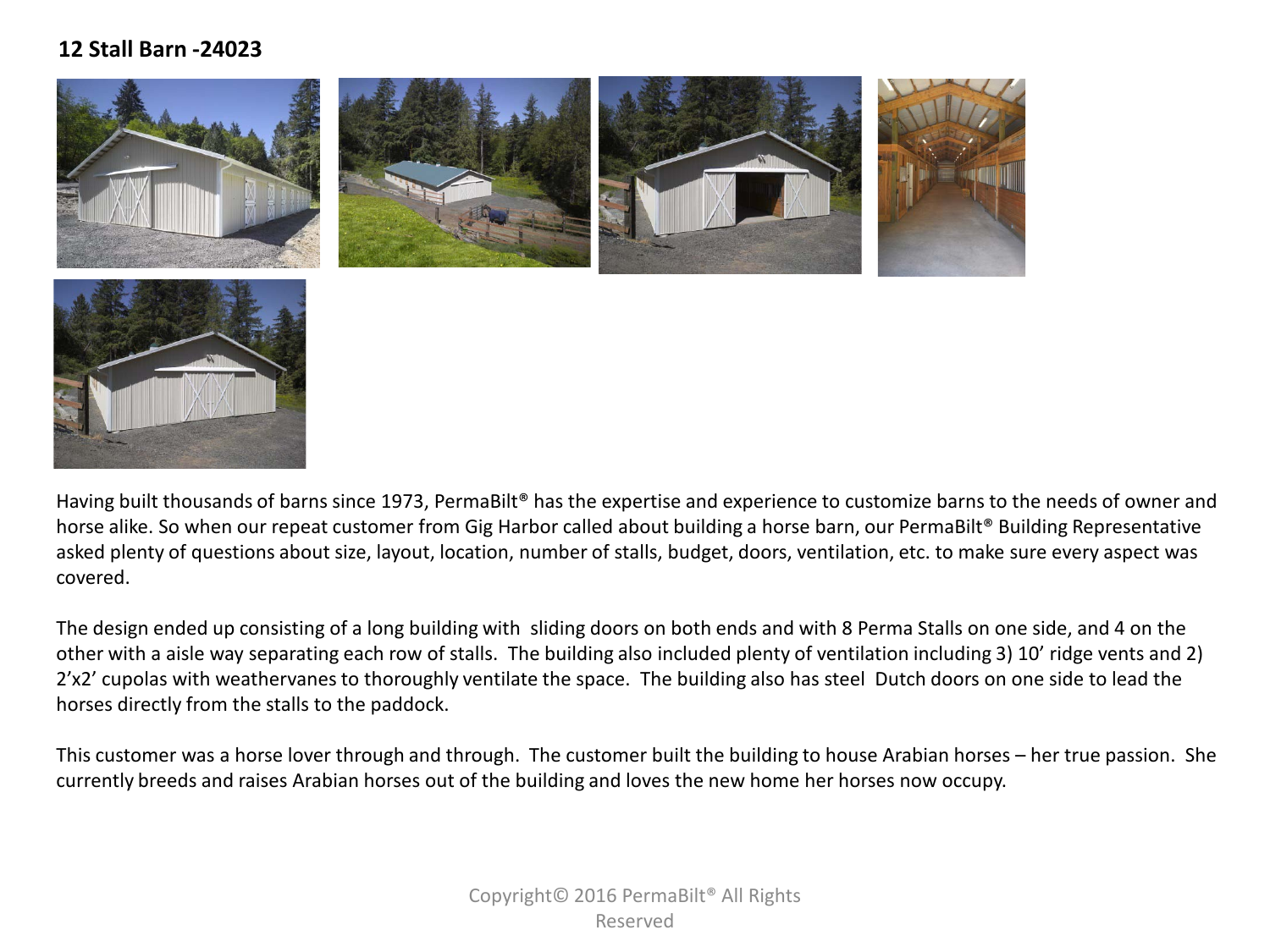## 12 Stall Barn -24023

Having built thousands of barns since 1973, PermaBilt® has the expertise and experience to customize barns to the needs of owner and horse alike. So when our repeat customer from Gig Harbor called about building a horse barn, our PermaBilt® Building Representative asked plenty of questions about size, layout, location, number of stalls, budget, doors, ventilation, etc. to make sure every aspect was covered.

The design ended up consisting of a long building with sliding doors on both ends and with 8 Perma Stalls on one side, and 4 on the other with a aisle way separating each row of stalls. The building also included plenty of ventilation including 3) 10' ridge vents and 2) 2'x2' cupolas with weathervanes to thoroughly ventilate the space. The building also has steel Dutch doors on one side to lead the horses directly from the stalls to the paddock.

This customer was a horse lover through and through. The customer built the building to house Arabian horses – her true passion. She currently breeds and raises Arabian horses out of the building and loves the new home her horses now occupy.

Copyright© 2016 PermaBilt® All Rights Reserved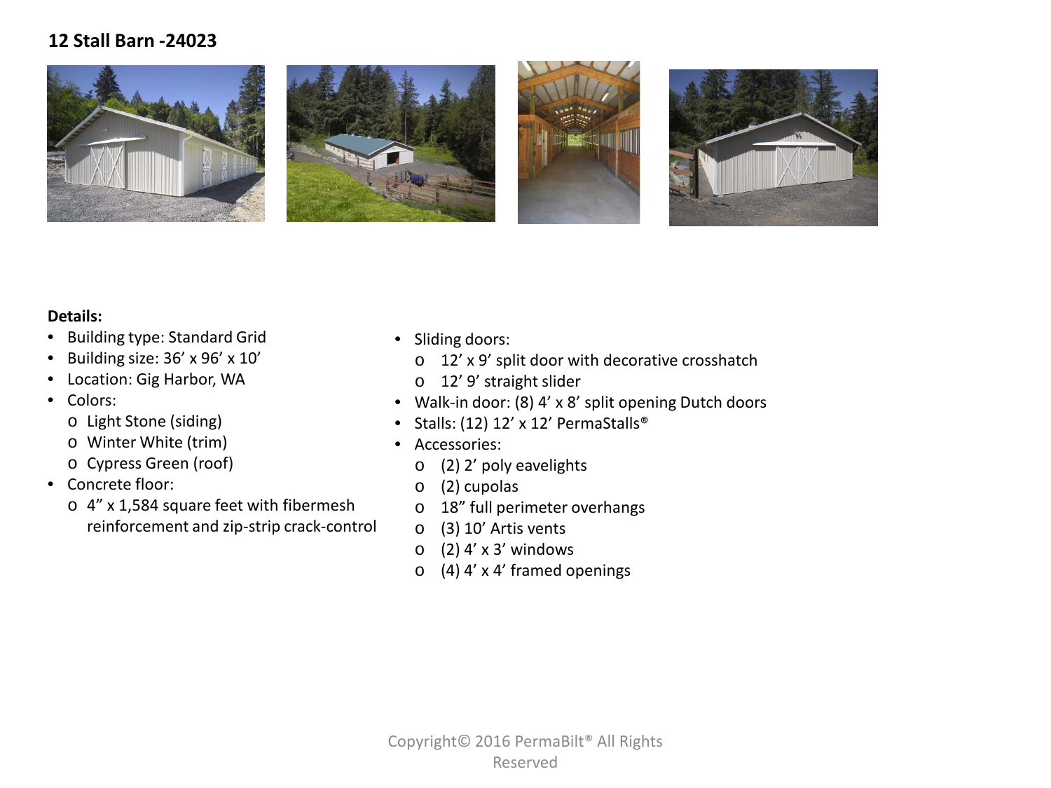## 12 Stall Barn -24023

**Details:**

- Building type: Standard Grid
- Building size: 36' x 96' x 10'
- Location: Gig Harbor, WA
- Colors:
  - Light Stone (siding)
  - Winter White (trim)
  - Cypress Green (roof)
- Concrete floor:
  - 4" x 1,584 square feet with fibermesh reinforcement and zip-strip crack-control
- Sliding doors:
  - 12' x 9' split door with decorative crosshatch
  - 12' 9' straight slider
- Walk-in door: (8) 4' x 8' split opening Dutch doors
- Stalls: (12) 12' x 12' PermaStalls®
- Accessories:
  - (2) 2' poly eavelights
  - (2) cupolas
  - 18" full perimeter overhangs
  - (3) 10' Artis vents
  - (2) 4' x 3' windows
  - (4) 4' x 4' framed openings

Copyright© 2016 PermaBilt® All Rights Reserved